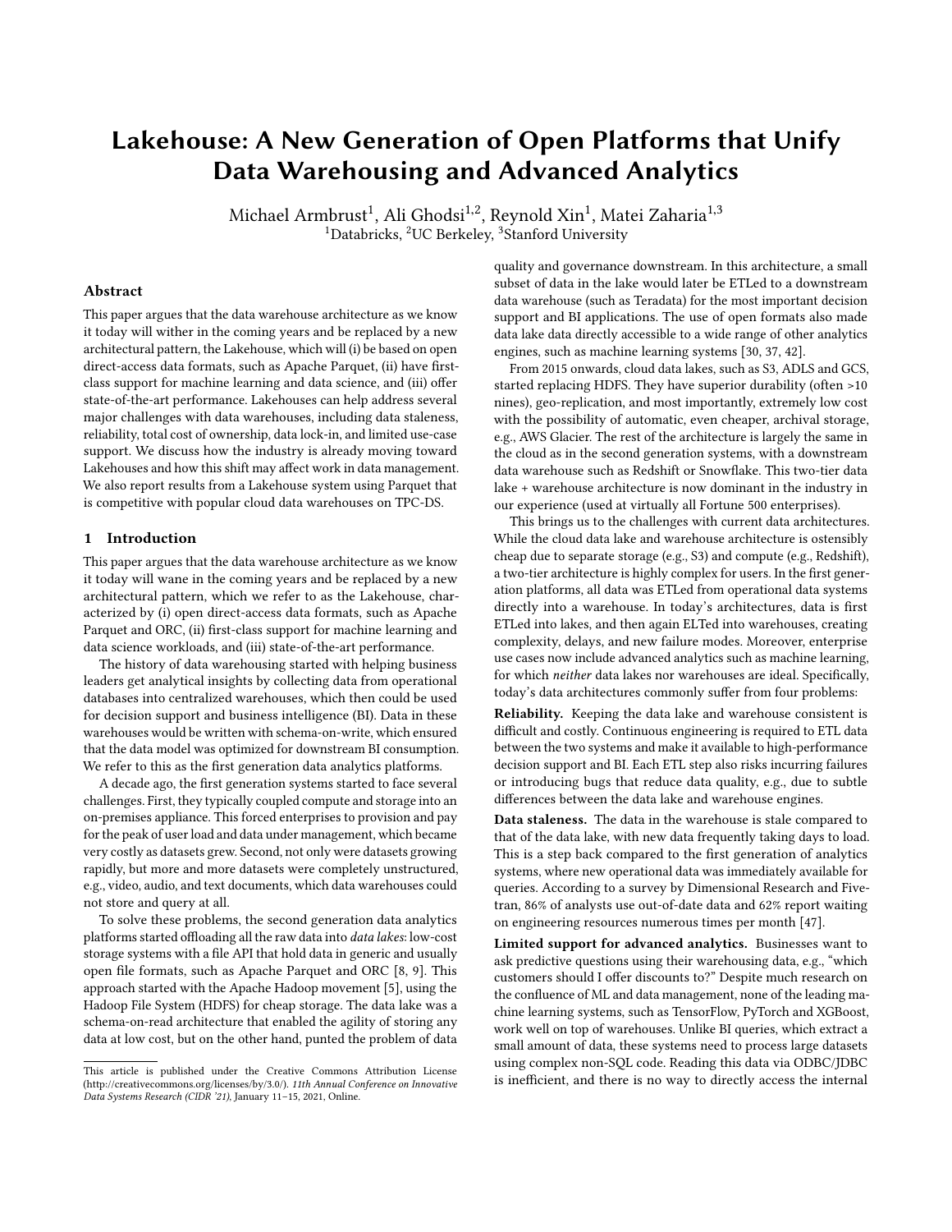# Lakehouse: A New Generation of Open Platforms that Unify Data Warehousing and Advanced Analytics

Michael Armbrust[1], Ali Ghodsi[1,2], Reynold Xin[1], Matei Zaharia[1,3]
[1]Databricks, [2]UC Berkeley, [3]Stanford University

## Abstract

This paper argues that the data warehouse architecture as we know it today will wither in the coming years and be replaced by a new architectural pattern, the Lakehouse, which will (i) be based on open direct-access data formats, such as Apache Parquet, (ii) have first-class support for machine learning and data science, and (iii) offer state-of-the-art performance. Lakehouses can help address several major challenges with data warehouses, including data staleness, reliability, total cost of ownership, data lock-in, and limited use-case support. We discuss how the industry is already moving toward Lakehouses and how this shift may affect work in data management. We also report results from a Lakehouse system using Parquet that is competitive with popular cloud data warehouses on TPC-DS.

## 1 Introduction

This paper argues that the data warehouse architecture as we know it today will wane in the coming years and be replaced by a new architectural pattern, which we refer to as the Lakehouse, characterized by (i) open direct-access data formats, such as Apache Parquet and ORC, (ii) first-class support for machine learning and data science workloads, and (iii) state-of-the-art performance.

The history of data warehousing started with helping business leaders get analytical insights by collecting data from operational databases into centralized warehouses, which then could be used for decision support and business intelligence (BI). Data in these warehouses would be written with schema-on-write, which ensured that the data model was optimized for downstream BI consumption. We refer to this as the first generation data analytics platforms.

A decade ago, the first generation systems started to face several challenges. First, they typically coupled compute and storage into an on-premises appliance. This forced enterprises to provision and pay for the peak of user load and data under management, which became very costly as datasets grew. Second, not only were datasets growing rapidly, but more and more datasets were completely unstructured, e.g., video, audio, and text documents, which data warehouses could not store and query at all.

To solve these problems, the second generation data analytics platforms started offloading all the raw data into *data lakes*: low-cost storage systems with a file API that hold data in generic and usually open file formats, such as Apache Parquet and ORC [8, 9]. This approach started with the Apache Hadoop movement [5], using the Hadoop File System (HDFS) for cheap storage. The data lake was a schema-on-read architecture that enabled the agility of storing any data at low cost, but on the other hand, punted the problem of data quality and governance downstream. In this architecture, a small subset of data in the lake would later be ETLed to a downstream data warehouse (such as Teradata) for the most important decision support and BI applications. The use of open formats also made data lake data directly accessible to a wide range of other analytics engines, such as machine learning systems [30, 37, 42].

From 2015 onwards, cloud data lakes, such as S3, ADLS and GCS, started replacing HDFS. They have superior durability (often >10 nines), geo-replication, and most importantly, extremely low cost with the possibility of automatic, even cheaper, archival storage, e.g., AWS Glacier. The rest of the architecture is largely the same in the cloud as in the second generation systems, with a downstream data warehouse such as Redshift or Snowflake. This two-tier data lake + warehouse architecture is now dominant in the industry in our experience (used at virtually all Fortune 500 enterprises).

This brings us to the challenges with current data architectures. While the cloud data lake and warehouse architecture is ostensibly cheap due to separate storage (e.g., S3) and compute (e.g., Redshift), a two-tier architecture is highly complex for users. In the first generation platforms, all data was ETLed from operational data systems directly into a warehouse. In today's architectures, data is first ETLed into lakes, and then again ELTed into warehouses, creating complexity, delays, and new failure modes. Moreover, enterprise use cases now include advanced analytics such as machine learning, for which *neither* data lakes nor warehouses are ideal. Specifically, today's data architectures commonly suffer from four problems:

**Reliability.** Keeping the data lake and warehouse consistent is difficult and costly. Continuous engineering is required to ETL data between the two systems and make it available to high-performance decision support and BI. Each ETL step also risks incurring failures or introducing bugs that reduce data quality, e.g., due to subtle differences between the data lake and warehouse engines.

**Data staleness.** The data in the warehouse is stale compared to that of the data lake, with new data frequently taking days to load. This is a step back compared to the first generation of analytics systems, where new operational data was immediately available for queries. According to a survey by Dimensional Research and Fivetran, 86% of analysts use out-of-date data and 62% report waiting on engineering resources numerous times per month [47].

**Limited support for advanced analytics.** Businesses want to ask predictive questions using their warehousing data, e.g., "which customers should I offer discounts to?" Despite much research on the confluence of ML and data management, none of the leading machine learning systems, such as TensorFlow, PyTorch and XGBoost, work well on top of warehouses. Unlike BI queries, which extract a small amount of data, these systems need to process large datasets using complex non-SQL code. Reading this data via ODBC/JDBC is inefficient, and there is no way to directly access the internal

This article is published under the Creative Commons Attribution License (http://creativecommons.org/licenses/by/3.0/). *11th Annual Conference on Innovative Data Systems Research (CIDR '21)*, January 11–15, 2021, Online.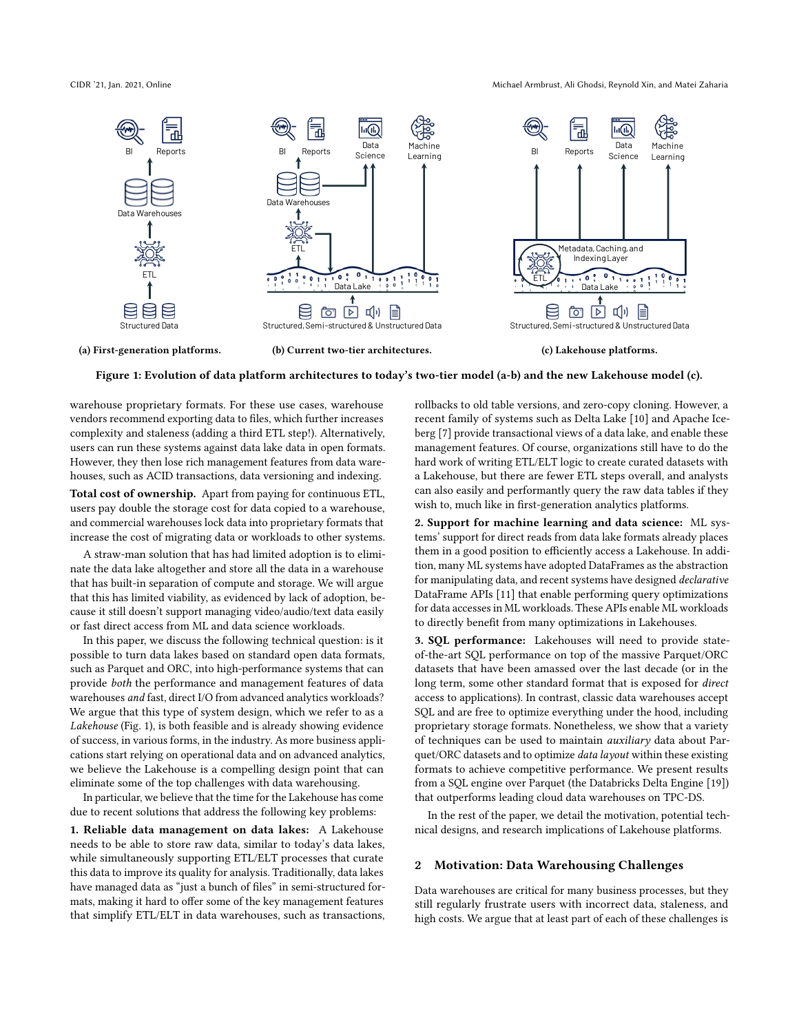(a) First-generation platforms.

(b) Current two-tier architectures.

(c) Lakehouse platforms.

**Figure 1: Evolution of data platform architectures to today's two-tier model (a-b) and the new Lakehouse model (c).**

warehouse proprietary formats. For these use cases, warehouse vendors recommend exporting data to files, which further increases complexity and staleness (adding a third ETL step!). Alternatively, users can run these systems against data lake data in open formats. However, they then lose rich management features from data warehouses, such as ACID transactions, data versioning and indexing.

**Total cost of ownership.** Apart from paying for continuous ETL, users pay double the storage cost for data copied to a warehouse, and commercial warehouses lock data into proprietary formats that increase the cost of migrating data or workloads to other systems.

A straw-man solution that has had limited adoption is to eliminate the data lake altogether and store all the data in a warehouse that has built-in separation of compute and storage. We will argue that this has limited viability, as evidenced by lack of adoption, because it still doesn't support managing video/audio/text data easily or fast direct access from ML and data science workloads.

In this paper, we discuss the following technical question: is it possible to turn data lakes based on standard open data formats, such as Parquet and ORC, into high-performance systems that can provide *both* the performance and management features of data warehouses *and* fast, direct I/O from advanced analytics workloads? We argue that this type of system design, which we refer to as a *Lakehouse* (Fig. 1), is both feasible and is already showing evidence of success, in various forms, in the industry. As more business applications start relying on operational data and on advanced analytics, we believe the Lakehouse is a compelling design point that can eliminate some of the top challenges with data warehousing.

In particular, we believe that the time for the Lakehouse has come due to recent solutions that address the following key problems:

**1. Reliable data management on data lakes:** A Lakehouse needs to be able to store raw data, similar to today's data lakes, while simultaneously supporting ETL/ELT processes that curate this data to improve its quality for analysis. Traditionally, data lakes have managed data as "just a bunch of files" in semi-structured formats, making it hard to offer some of the key management features that simplify ETL/ELT in data warehouses, such as transactions, rollbacks to old table versions, and zero-copy cloning. However, a recent family of systems such as Delta Lake [10] and Apache Iceberg [7] provide transactional views of a data lake, and enable these management features. Of course, organizations still have to do the hard work of writing ETL/ELT logic to create curated datasets with a Lakehouse, but there are fewer ETL steps overall, and analysts can also easily and performantly query the raw data tables if they wish to, much like in first-generation analytics platforms.

**2. Support for machine learning and data science:** ML systems' support for direct reads from data lake formats already places them in a good position to efficiently access a Lakehouse. In addition, many ML systems have adopted DataFrames as the abstraction for manipulating data, and recent systems have designed *declarative* DataFrame APIs [11] that enable performing query optimizations for data accesses in ML workloads. These APIs enable ML workloads to directly benefit from many optimizations in Lakehouses.

**3. SQL performance:** Lakehouses will need to provide state-of-the-art SQL performance on top of the massive Parquet/ORC datasets that have been amassed over the last decade (or in the long term, some other standard format that is exposed for *direct* access to applications). In contrast, classic data warehouses accept SQL and are free to optimize everything under the hood, including proprietary storage formats. Nonetheless, we show that a variety of techniques can be used to maintain *auxiliary* data about Parquet/ORC datasets and to optimize *data layout* within these existing formats to achieve competitive performance. We present results from a SQL engine over Parquet (the Databricks Delta Engine [19]) that outperforms leading cloud data warehouses on TPC-DS.

In the rest of the paper, we detail the motivation, potential technical designs, and research implications of Lakehouse platforms.

## 2 Motivation: Data Warehousing Challenges

Data warehouses are critical for many business processes, but they still regularly frustrate users with incorrect data, staleness, and high costs. We argue that at least part of each of these challenges is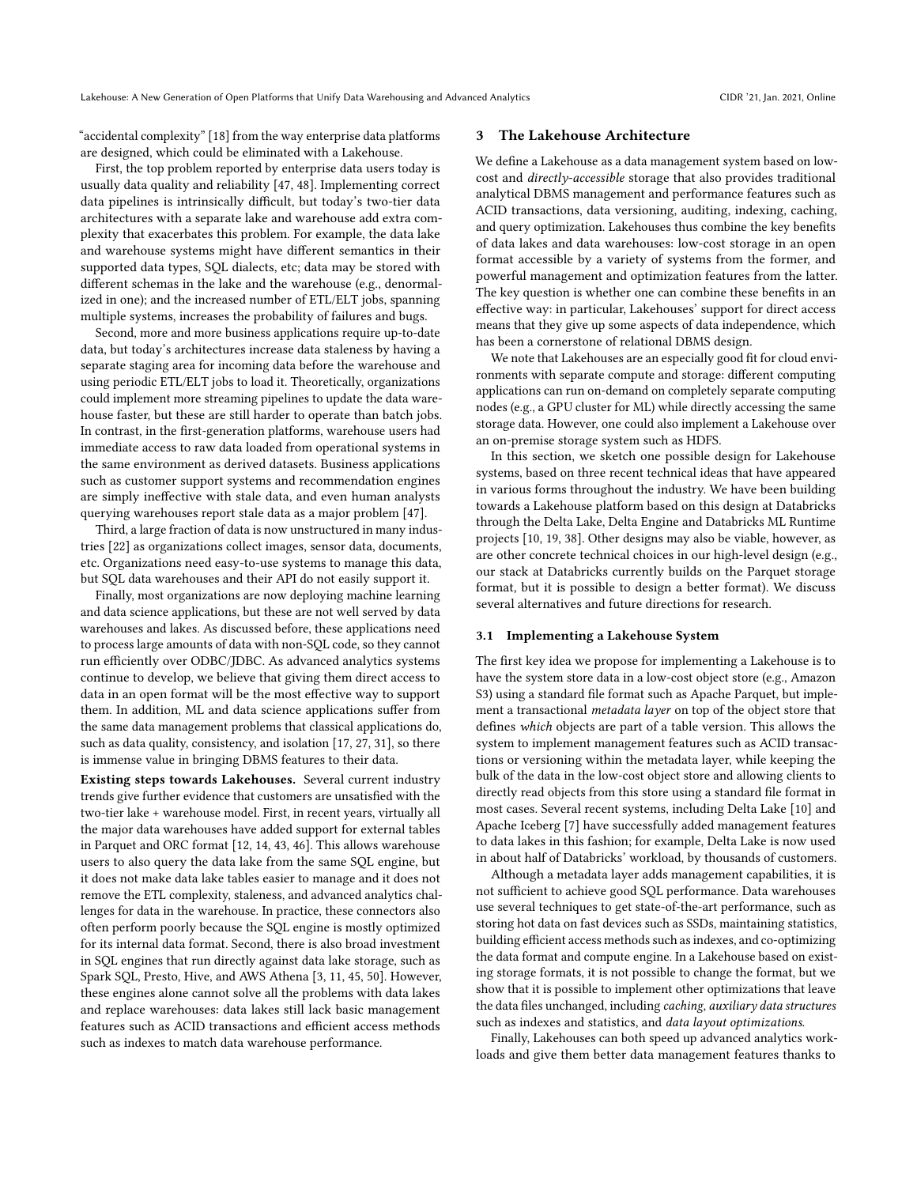"accidental complexity" [18] from the way enterprise data platforms are designed, which could be eliminated with a Lakehouse.

First, the top problem reported by enterprise data users today is usually data quality and reliability [47, 48]. Implementing correct data pipelines is intrinsically difficult, but today's two-tier data architectures with a separate lake and warehouse add extra complexity that exacerbates this problem. For example, the data lake and warehouse systems might have different semantics in their supported data types, SQL dialects, etc; data may be stored with different schemas in the lake and the warehouse (e.g., denormalized in one); and the increased number of ETL/ELT jobs, spanning multiple systems, increases the probability of failures and bugs.

Second, more and more business applications require up-to-date data, but today's architectures increase data staleness by having a separate staging area for incoming data before the warehouse and using periodic ETL/ELT jobs to load it. Theoretically, organizations could implement more streaming pipelines to update the data warehouse faster, but these are still harder to operate than batch jobs. In contrast, in the first-generation platforms, warehouse users had immediate access to raw data loaded from operational systems in the same environment as derived datasets. Business applications such as customer support systems and recommendation engines are simply ineffective with stale data, and even human analysts querying warehouses report stale data as a major problem [47].

Third, a large fraction of data is now unstructured in many industries [22] as organizations collect images, sensor data, documents, etc. Organizations need easy-to-use systems to manage this data, but SQL data warehouses and their API do not easily support it.

Finally, most organizations are now deploying machine learning and data science applications, but these are not well served by data warehouses and lakes. As discussed before, these applications need to process large amounts of data with non-SQL code, so they cannot run efficiently over ODBC/JDBC. As advanced analytics systems continue to develop, we believe that giving them direct access to data in an open format will be the most effective way to support them. In addition, ML and data science applications suffer from the same data management problems that classical applications do, such as data quality, consistency, and isolation [17, 27, 31], so there is immense value in bringing DBMS features to their data.

**Existing steps towards Lakehouses.** Several current industry trends give further evidence that customers are unsatisfied with the two-tier lake + warehouse model. First, in recent years, virtually all the major data warehouses have added support for external tables in Parquet and ORC format [12, 14, 43, 46]. This allows warehouse users to also query the data lake from the same SQL engine, but it does not make data lake tables easier to manage and it does not remove the ETL complexity, staleness, and advanced analytics challenges for data in the warehouse. In practice, these connectors also often perform poorly because the SQL engine is mostly optimized for its internal data format. Second, there is also broad investment in SQL engines that run directly against data lake storage, such as Spark SQL, Presto, Hive, and AWS Athena [3, 11, 45, 50]. However, these engines alone cannot solve all the problems with data lakes and replace warehouses: data lakes still lack basic management features such as ACID transactions and efficient access methods such as indexes to match data warehouse performance.

## 3 The Lakehouse Architecture

We define a Lakehouse as a data management system based on low-cost and *directly-accessible* storage that also provides traditional analytical DBMS management and performance features such as ACID transactions, data versioning, auditing, indexing, caching, and query optimization. Lakehouses thus combine the key benefits of data lakes and data warehouses: low-cost storage in an open format accessible by a variety of systems from the former, and powerful management and optimization features from the latter. The key question is whether one can combine these benefits in an effective way: in particular, Lakehouses' support for direct access means that they give up some aspects of data independence, which has been a cornerstone of relational DBMS design.

We note that Lakehouses are an especially good fit for cloud environments with separate compute and storage: different computing applications can run on-demand on completely separate computing nodes (e.g., a GPU cluster for ML) while directly accessing the same storage data. However, one could also implement a Lakehouse over an on-premise storage system such as HDFS.

In this section, we sketch one possible design for Lakehouse systems, based on three recent technical ideas that have appeared in various forms throughout the industry. We have been building towards a Lakehouse platform based on this design at Databricks through the Delta Lake, Delta Engine and Databricks ML Runtime projects [10, 19, 38]. Other designs may also be viable, however, as are other concrete technical choices in our high-level design (e.g., our stack at Databricks currently builds on the Parquet storage format, but it is possible to design a better format). We discuss several alternatives and future directions for research.

### 3.1 Implementing a Lakehouse System

The first key idea we propose for implementing a Lakehouse is to have the system store data in a low-cost object store (e.g., Amazon S3) using a standard file format such as Apache Parquet, but implement a transactional *metadata layer* on top of the object store that defines *which* objects are part of a table version. This allows the system to implement management features such as ACID transactions or versioning within the metadata layer, while keeping the bulk of the data in the low-cost object store and allowing clients to directly read objects from this store using a standard file format in most cases. Several recent systems, including Delta Lake [10] and Apache Iceberg [7] have successfully added management features to data lakes in this fashion; for example, Delta Lake is now used in about half of Databricks' workload, by thousands of customers.

Although a metadata layer adds management capabilities, it is not sufficient to achieve good SQL performance. Data warehouses use several techniques to get state-of-the-art performance, such as storing hot data on fast devices such as SSDs, maintaining statistics, building efficient access methods such as indexes, and co-optimizing the data format and compute engine. In a Lakehouse based on existing storage formats, it is not possible to change the format, but we show that it is possible to implement other optimizations that leave the data files unchanged, including *caching*, *auxiliary data structures* such as indexes and statistics, and *data layout optimizations*.

Finally, Lakehouses can both speed up advanced analytics workloads and give them better data management features thanks to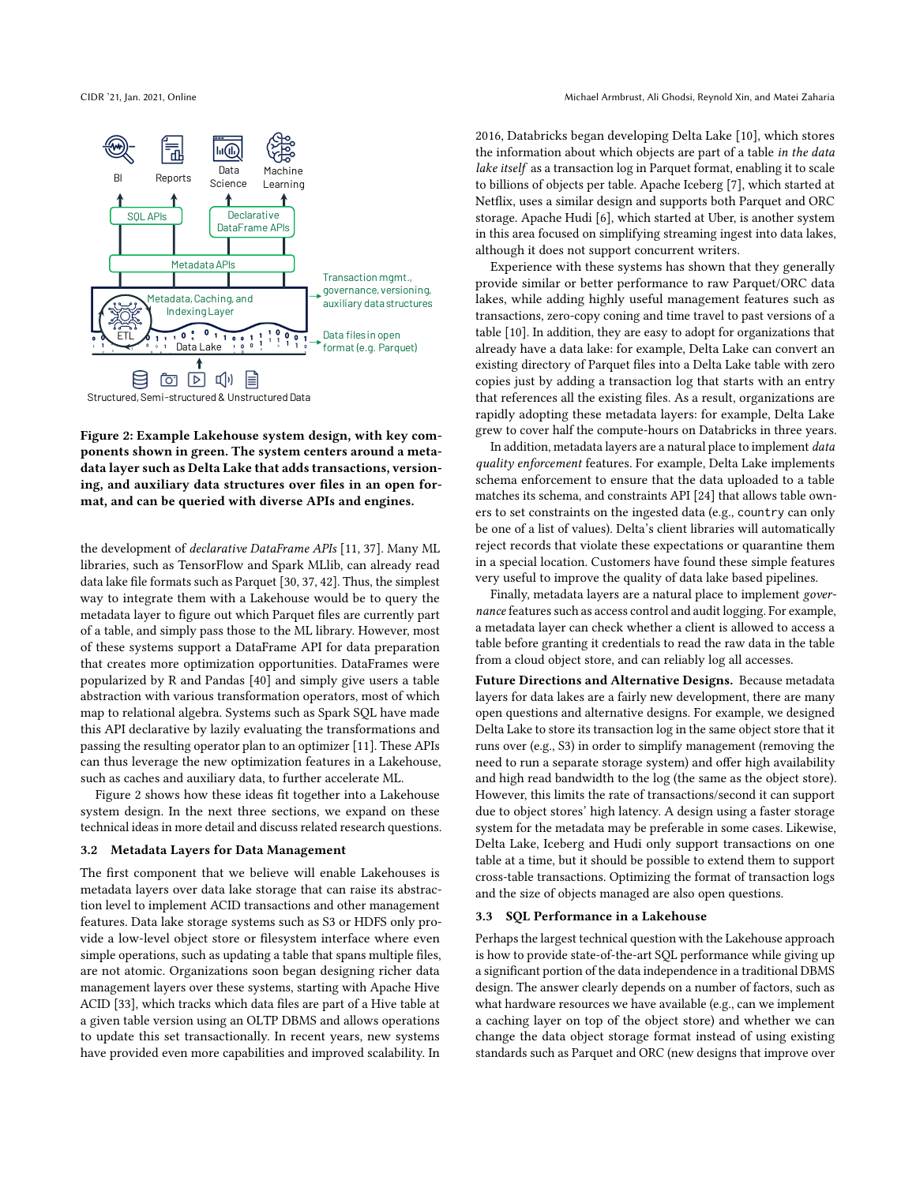Figure 2: Example Lakehouse system design, with key components shown in green. The system centers around a metadata layer such as Delta Lake that adds transactions, versioning, and auxiliary data structures over files in an open format, and can be queried with diverse APIs and engines.

the development of *declarative DataFrame APIs* [11, 37]. Many ML libraries, such as TensorFlow and Spark MLlib, can already read data lake file formats such as Parquet [30, 37, 42]. Thus, the simplest way to integrate them with a Lakehouse would be to query the metadata layer to figure out which Parquet files are currently part of a table, and simply pass those to the ML library. However, most of these systems support a DataFrame API for data preparation that creates more optimization opportunities. DataFrames were popularized by R and Pandas [40] and simply give users a table abstraction with various transformation operators, most of which map to relational algebra. Systems such as Spark SQL have made this API declarative by lazily evaluating the transformations and passing the resulting operator plan to an optimizer [11]. These APIs can thus leverage the new optimization features in a Lakehouse, such as caches and auxiliary data, to further accelerate ML.

Figure 2 shows how these ideas fit together into a Lakehouse system design. In the next three sections, we expand on these technical ideas in more detail and discuss related research questions.

### 3.2 Metadata Layers for Data Management

The first component that we believe will enable Lakehouses is metadata layers over data lake storage that can raise its abstraction level to implement ACID transactions and other management features. Data lake storage systems such as S3 or HDFS only provide a low-level object store or filesystem interface where even simple operations, such as updating a table that spans multiple files, are not atomic. Organizations soon began designing richer data management layers over these systems, starting with Apache Hive ACID [33], which tracks which data files are part of a Hive table at a given table version using an OLTP DBMS and allows operations to update this set transactionally. In recent years, new systems have provided even more capabilities and improved scalability. In 2016, Databricks began developing Delta Lake [10], which stores the information about which objects are part of a table *in the data lake itself* as a transaction log in Parquet format, enabling it to scale to billions of objects per table. Apache Iceberg [7], which started at Netflix, uses a similar design and supports both Parquet and ORC storage. Apache Hudi [6], which started at Uber, is another system in this area focused on simplifying streaming ingest into data lakes, although it does not support concurrent writers.

Experience with these systems has shown that they generally provide similar or better performance to raw Parquet/ORC data lakes, while adding highly useful management features such as transactions, zero-copy coning and time travel to past versions of a table [10]. In addition, they are easy to adopt for organizations that already have a data lake: for example, Delta Lake can convert an existing directory of Parquet files into a Delta Lake table with zero copies just by adding a transaction log that starts with an entry that references all the existing files. As a result, organizations are rapidly adopting these metadata layers: for example, Delta Lake grew to cover half the compute-hours on Databricks in three years.

In addition, metadata layers are a natural place to implement *data quality enforcement* features. For example, Delta Lake implements schema enforcement to ensure that the data uploaded to a table matches its schema, and constraints API [24] that allows table owners to set constraints on the ingested data (e.g., `country` can only be one of a list of values). Delta's client libraries will automatically reject records that violate these expectations or quarantine them in a special location. Customers have found these simple features very useful to improve the quality of data lake based pipelines.

Finally, metadata layers are a natural place to implement *governance* features such as access control and audit logging. For example, a metadata layer can check whether a client is allowed to access a table before granting it credentials to read the raw data in the table from a cloud object store, and can reliably log all accesses.

**Future Directions and Alternative Designs.** Because metadata layers for data lakes are a fairly new development, there are many open questions and alternative designs. For example, we designed Delta Lake to store its transaction log in the same object store that it runs over (e.g., S3) in order to simplify management (removing the need to run a separate storage system) and offer high availability and high read bandwidth to the log (the same as the object store). However, this limits the rate of transactions/second it can support due to object stores' high latency. A design using a faster storage system for the metadata may be preferable in some cases. Likewise, Delta Lake, Iceberg and Hudi only support transactions on one table at a time, but it should be possible to extend them to support cross-table transactions. Optimizing the format of transaction logs and the size of objects managed are also open questions.

### 3.3 SQL Performance in a Lakehouse

Perhaps the largest technical question with the Lakehouse approach is how to provide state-of-the-art SQL performance while giving up a significant portion of the data independence in a traditional DBMS design. The answer clearly depends on a number of factors, such as what hardware resources we have available (e.g., can we implement a caching layer on top of the object store) and whether we can change the data object storage format instead of using existing standards such as Parquet and ORC (new designs that improve over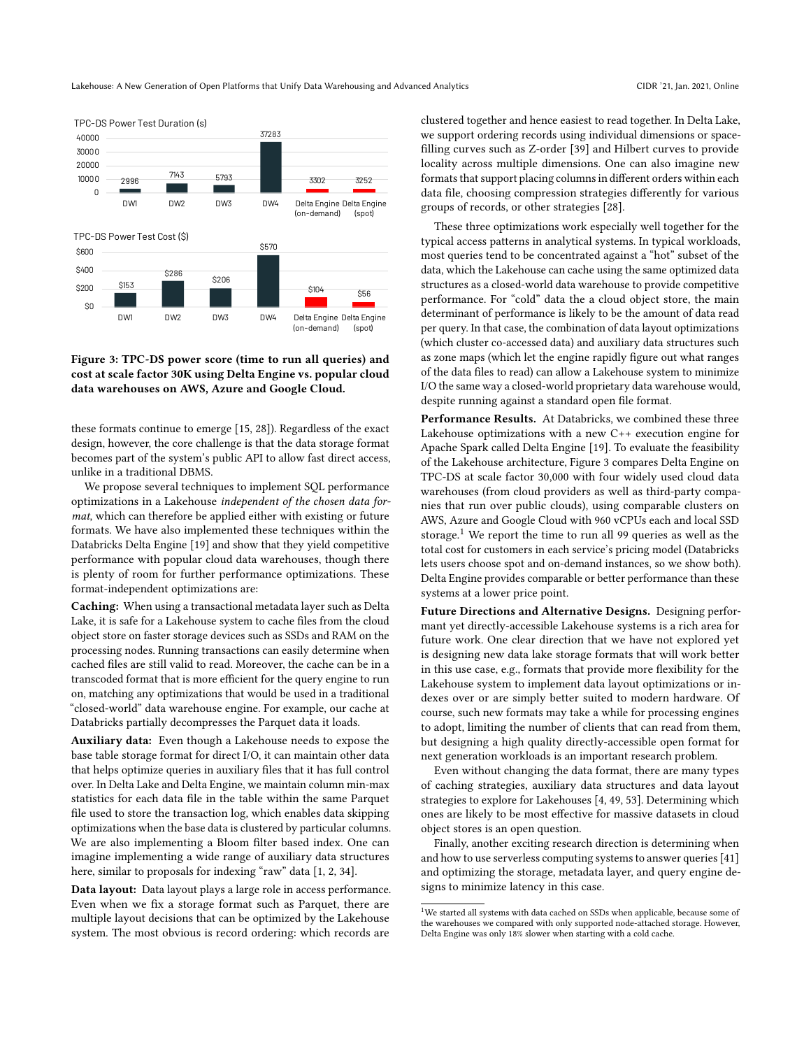TPC-DS Power Test Duration (s)

| | DW1 | DW2 | DW3 | DW4 | Delta Engine (on-demand) | Delta Engine (spot) |
|---|---|---|---|---|---|---|
| Duration (s) | 2996 | 7143 | 5793 | 37283 | 3302 | 3252 |

TPC-DS Power Test Cost ($)

| | DW1 | DW2 | DW3 | DW4 | Delta Engine (on-demand) | Delta Engine (spot) |
|---|---|---|---|---|---|---|
| Cost ($) | $153 | $286 | $206 | $570 | $104 | $56 |

**Figure 3: TPC-DS power score (time to run all queries) and cost at scale factor 30K using Delta Engine vs. popular cloud data warehouses on AWS, Azure and Google Cloud.**

these formats continue to emerge [15, 28]). Regardless of the exact design, however, the core challenge is that the data storage format becomes part of the system's public API to allow fast direct access, unlike in a traditional DBMS.

We propose several techniques to implement SQL performance optimizations in a Lakehouse *independent of the chosen data format*, which can therefore be applied either with existing or future formats. We have also implemented these techniques within the Databricks Delta Engine [19] and show that they yield competitive performance with popular cloud data warehouses, though there is plenty of room for further performance optimizations. These format-independent optimizations are:

**Caching:** When using a transactional metadata layer such as Delta Lake, it is safe for a Lakehouse system to cache files from the cloud object store on faster storage devices such as SSDs and RAM on the processing nodes. Running transactions can easily determine when cached files are still valid to read. Moreover, the cache can be in a transcoded format that is more efficient for the query engine to run on, matching any optimizations that would be used in a traditional "closed-world" data warehouse engine. For example, our cache at Databricks partially decompresses the Parquet data it loads.

**Auxiliary data:** Even though a Lakehouse needs to expose the base table storage format for direct I/O, it can maintain other data that helps optimize queries in auxiliary files that it has full control over. In Delta Lake and Delta Engine, we maintain column min-max statistics for each data file in the table within the same Parquet file used to store the transaction log, which enables data skipping optimizations when the base data is clustered by particular columns. We are also implementing a Bloom filter based index. One can imagine implementing a wide range of auxiliary data structures here, similar to proposals for indexing "raw" data [1, 2, 34].

**Data layout:** Data layout plays a large role in access performance. Even when we fix a storage format such as Parquet, there are multiple layout decisions that can be optimized by the Lakehouse system. The most obvious is record ordering: which records are clustered together and hence easiest to read together. In Delta Lake, we support ordering records using individual dimensions or space-filling curves such as Z-order [39] and Hilbert curves to provide locality across multiple dimensions. One can also imagine new formats that support placing columns in different orders within each data file, choosing compression strategies differently for various groups of records, or other strategies [28].

These three optimizations work especially well together for the typical access patterns in analytical systems. In typical workloads, most queries tend to be concentrated against a "hot" subset of the data, which the Lakehouse can cache using the same optimized data structures as a closed-world data warehouse to provide competitive performance. For "cold" data in a cloud object store, the main determinant of performance is likely to be the amount of data read per query. In that case, the combination of data layout optimizations (which cluster co-accessed data) and auxiliary data structures such as zone maps (which let the engine rapidly figure out what ranges of the data files to read) can allow a Lakehouse system to minimize I/O the same way a closed-world proprietary data warehouse would, despite running against a standard open file format.

**Performance Results.** At Databricks, we combined these three Lakehouse optimizations with a new C++ execution engine for Apache Spark called Delta Engine [19]. To evaluate the feasibility of the Lakehouse architecture, Figure 3 compares Delta Engine on TPC-DS at scale factor 30,000 with four widely used cloud data warehouses (from cloud providers as well as third-party companies that run over public clouds), using comparable clusters on AWS, Azure and Google Cloud with 960 vCPUs each and local SSD storage.[1] We report the time to run all 99 queries as well as the total cost for customers in each service's pricing model (Databricks lets users choose spot and on-demand instances, so we show both). Delta Engine provides comparable or better performance than these systems at a lower price point.

**Future Directions and Alternative Designs.** Designing performant yet directly-accessible Lakehouse systems is a rich area for future work. One clear direction that we have not explored yet is designing new data lake storage formats that will work better in this use case, e.g., formats that provide more flexibility for the Lakehouse system to implement data layout optimizations or indexes over or are simply better suited to modern hardware. Of course, such new formats may take a while for processing engines to adopt, limiting the number of clients that can read from them, but designing a high quality directly-accessible open format for next generation workloads is an important research problem.

Even without changing the data format, there are many types of caching strategies, auxiliary data structures and data layout strategies to explore for Lakehouses [4, 49, 53]. Determining which ones are likely to be most effective for massive datasets in cloud object stores is an open question.

Finally, another exciting research direction is determining when and how to use serverless computing systems to answer queries [41] and optimizing the storage, metadata layer, and query engine designs to minimize latency in this case.

[1] We started all systems with data cached on SSDs when applicable, because some of the warehouses we compared with only supported node-attached storage. However, Delta Engine was only 18% slower when starting with a cold cache.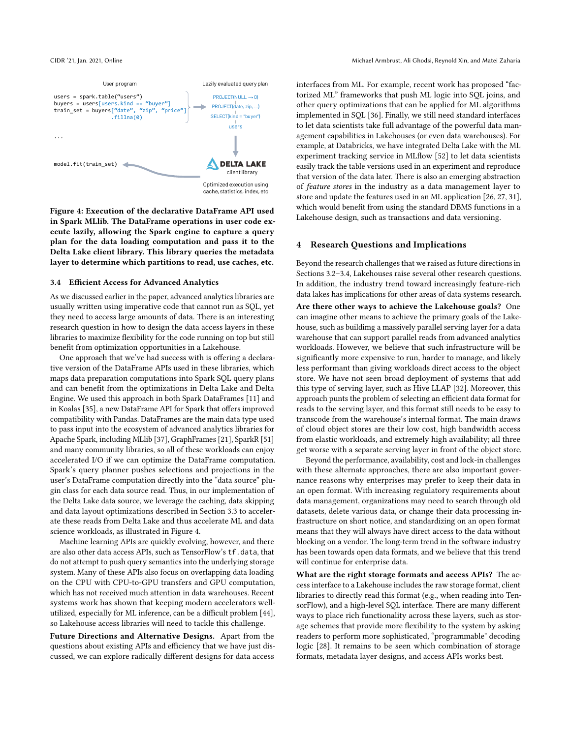User program

```
users = spark.table("users")
buyers = users[users.kind == "buyer"]
train_set = buyers["date", "zip", "price"]
              .fillna(0)

...

model.fit(train_set)
```

Lazily evaluated query plan

PROJECT(NULL → 0)
PROJECT(date, zip, ...)
SELECT(kind = "buyer")
users

DELTA LAKE client library

Optimized execution using cache, statistics, index, etc

**Figure 4: Execution of the declarative DataFrame API used in Spark MLlib. The DataFrame operations in user code execute lazily, allowing the Spark engine to capture a query plan for the data loading computation and pass it to the Delta Lake client library. This library queries the metadata layer to determine which partitions to read, use caches, etc.**

### 3.4 Efficient Access for Advanced Analytics

As we discussed earlier in the paper, advanced analytics libraries are usually written using imperative code that cannot run as SQL, yet they need to access large amounts of data. There is an interesting research question in how to design the data access layers in these libraries to maximize flexibility for the code running on top but still benefit from optimization opportunities in a Lakehouse.

One approach that we've had success with is offering a declarative version of the DataFrame APIs used in these libraries, which maps data preparation computations into Spark SQL query plans and can benefit from the optimizations in Delta Lake and Delta Engine. We used this approach in both Spark DataFrames [11] and in Koalas [35], a new DataFrame API for Spark that offers improved compatibility with Pandas. DataFrames are the main data type used to pass input into the ecosystem of advanced analytics libraries for Apache Spark, including MLlib [37], GraphFrames [21], SparkR [51] and many community libraries, so all of these workloads can enjoy accelerated I/O if we can optimize the DataFrame computation. Spark's query planner pushes selections and projections in the user's DataFrame computation directly into the "data source" plugin class for each data source read. Thus, in our implementation of the Delta Lake data source, we leverage the caching, data skipping and data layout optimizations described in Section 3.3 to accelerate these reads from Delta Lake and thus accelerate ML and data science workloads, as illustrated in Figure 4.

Machine learning APIs are quickly evolving, however, and there are also other data access APIs, such as TensorFlow's `tf.data`, that do not attempt to push query semantics into the underlying storage system. Many of these APIs also focus on overlapping data loading on the CPU with CPU-to-GPU transfers and GPU computation, which has not received much attention in data warehouses. Recent systems work has shown that keeping modern accelerators well-utilized, especially for ML inference, can be a difficult problem [44], so Lakehouse access libraries will need to tackle this challenge.

**Future Directions and Alternative Designs.** Apart from the questions about existing APIs and efficiency that we have just discussed, we can explore radically different designs for data access interfaces from ML. For example, recent work has proposed "factorized ML" frameworks that push ML logic into SQL joins, and other query optimizations that can be applied for ML algorithms implemented in SQL [36]. Finally, we still need standard interfaces to let data scientists take full advantage of the powerful data management capabilities in Lakehouses (or even data warehouses). For example, at Databricks, we have integrated Delta Lake with the ML experiment tracking service in MLflow [52] to let data scientists easily track the table versions used in an experiment and reproduce that version of the data later. There is also an emerging abstraction of *feature stores* in the industry as a data management layer to store and update the features used in an ML application [26, 27, 31], which would benefit from using the standard DBMS functions in a Lakehouse design, such as transactions and data versioning.

## 4 Research Questions and Implications

Beyond the research challenges that we raised as future directions in Sections 3.2–3.4, Lakehouses raise several other research questions. In addition, the industry trend toward increasingly feature-rich data lakes has implications for other areas of data systems research.

**Are there other ways to achieve the Lakehouse goals?** One can imagine other means to achieve the primary goals of the Lakehouse, such as buildimg a massively parallel serving layer for a data warehouse that can support parallel reads from advanced analytics workloads. However, we believe that such infrastructure will be significantly more expensive to run, harder to manage, and likely less performant than giving workloads direct access to the object store. We have not seen broad deployment of systems that add this type of serving layer, such as Hive LLAP [32]. Moreover, this approach punts the problem of selecting an efficient data format for reads to the serving layer, and this format still needs to be easy to transcode from the warehouse's internal format. The main draws of cloud object stores are their low cost, high bandwidth access from elastic workloads, and extremely high availability; all three get worse with a separate serving layer in front of the object store.

Beyond the performance, availability, cost and lock-in challenges with these alternate approaches, there are also important governance reasons why enterprises may prefer to keep their data in an open format. With increasing regulatory requirements about data management, organizations may need to search through old datasets, delete various data, or change their data processing infrastructure on short notice, and standardizing on an open format means that they will always have direct access to the data without blocking on a vendor. The long-term trend in the software industry has been towards open data formats, and we believe that this trend will continue for enterprise data.

**What are the right storage formats and access APIs?** The access interface to a Lakehouse includes the raw storage format, client libraries to directly read this format (e.g., when reading into TensorFlow), and a high-level SQL interface. There are many different ways to place rich functionality across these layers, such as storage schemes that provide more flexibility to the system by asking readers to perform more sophisticated, "programmable" decoding logic [28]. It remains to be seen which combination of storage formats, metadata layer designs, and access APIs works best.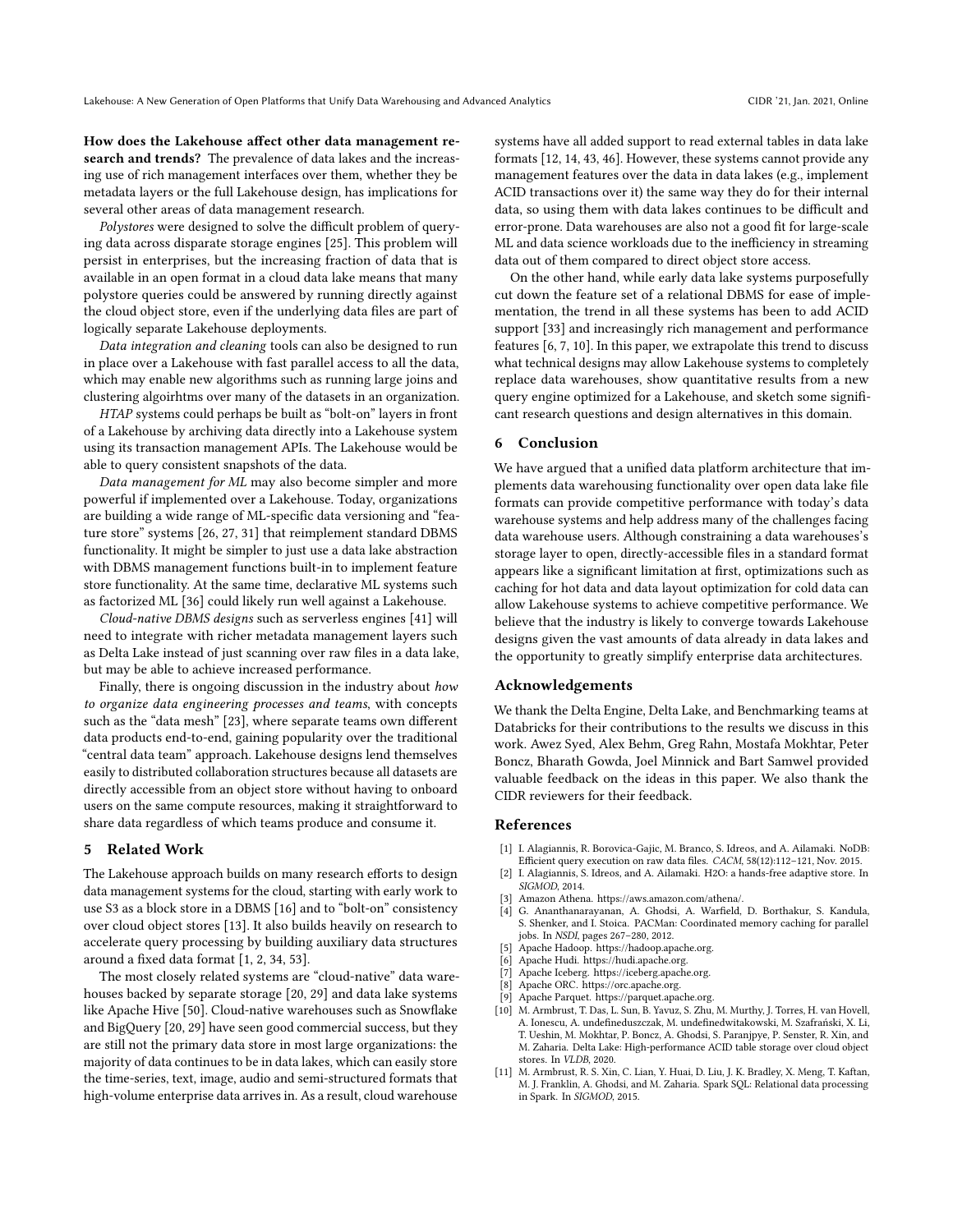**How does the Lakehouse affect other data management research and trends?** The prevalence of data lakes and the increasing use of rich management interfaces over them, whether they be metadata layers or the full Lakehouse design, has implications for several other areas of data management research.

*Polystores* were designed to solve the difficult problem of querying data across disparate storage engines [25]. This problem will persist in enterprises, but the increasing fraction of data that is available in an open format in a cloud data lake means that many polystore queries could be answered by running directly against the cloud object store, even if the underlying data files are part of logically separate Lakehouse deployments.

*Data integration and cleaning* tools can also be designed to run in place over a Lakehouse with fast parallel access to all the data, which may enable new algorithms such as running large joins and clustering algoirhtms over many of the datasets in an organization.

*HTAP* systems could perhaps be built as "bolt-on" layers in front of a Lakehouse by archiving data directly into a Lakehouse system using its transaction management APIs. The Lakehouse would be able to query consistent snapshots of the data.

*Data management for ML* may also become simpler and more powerful if implemented over a Lakehouse. Today, organizations are building a wide range of ML-specific data versioning and "feature store" systems [26, 27, 31] that reimplement standard DBMS functionality. It might be simpler to just use a data lake abstraction with DBMS management functions built-in to implement feature store functionality. At the same time, declarative ML systems such as factorized ML [36] could likely run well against a Lakehouse.

*Cloud-native DBMS designs* such as serverless engines [41] will need to integrate with richer metadata management layers such as Delta Lake instead of just scanning over raw files in a data lake, but may be able to achieve increased performance.

Finally, there is ongoing discussion in the industry about *how to organize data engineering processes and teams*, with concepts such as the "data mesh" [23], where separate teams own different data products end-to-end, gaining popularity over the traditional "central data team" approach. Lakehouse designs lend themselves easily to distributed collaboration structures because all datasets are directly accessible from an object store without having to onboard users on the same compute resources, making it straightforward to share data regardless of which teams produce and consume it.

## 5 Related Work

The Lakehouse approach builds on many research efforts to design data management systems for the cloud, starting with early work to use S3 as a block store in a DBMS [16] and to "bolt-on" consistency over cloud object stores [13]. It also builds heavily on research to accelerate query processing by building auxiliary data structures around a fixed data format [1, 2, 34, 53].

The most closely related systems are "cloud-native" data warehouses backed by separate storage [20, 29] and data lake systems like Apache Hive [50]. Cloud-native warehouses such as Snowflake and BigQuery [20, 29] have seen good commercial success, but they are still not the primary data store in most large organizations: the majority of data continues to be in data lakes, which can easily store the time-series, text, image, audio and semi-structured formats that high-volume enterprise data arrives in. As a result, cloud warehouse systems have all added support to read external tables in data lake formats [12, 14, 43, 46]. However, these systems cannot provide any management features over the data in data lakes (e.g., implement ACID transactions over it) the same way they do for their internal data, so using them with data lakes continues to be difficult and error-prone. Data warehouses are also not a good fit for large-scale ML and data science workloads due to the inefficiency in streaming data out of them compared to direct object store access.

On the other hand, while early data lake systems purposefully cut down the feature set of a relational DBMS for ease of implementation, the trend in all these systems has been to add ACID support [33] and increasingly rich management and performance features [6, 7, 10]. In this paper, we extrapolate this trend to discuss what technical designs may allow Lakehouse systems to completely replace data warehouses, show quantitative results from a new query engine optimized for a Lakehouse, and sketch some significant research questions and design alternatives in this domain.

## 6 Conclusion

We have argued that a unified data platform architecture that implements data warehousing functionality over open data lake file formats can provide competitive performance with today's data warehouse systems and help address many of the challenges facing data warehouse users. Although constraining a data warehouse's storage layer to open, directly-accessible files in a standard format appears like a significant limitation at first, optimizations such as caching for hot data and data layout optimization for cold data can allow Lakehouse systems to achieve competitive performance. We believe that the industry is likely to converge towards Lakehouse designs given the vast amounts of data already in data lakes and the opportunity to greatly simplify enterprise data architectures.

## Acknowledgements

We thank the Delta Engine, Delta Lake, and Benchmarking teams at Databricks for their contributions to the results we discuss in this work. Awez Syed, Alex Behm, Greg Rahn, Mostafa Mokhtar, Peter Boncz, Bharath Gowda, Joel Minnick and Bart Samwel provided valuable feedback on the ideas in this paper. We also thank the CIDR reviewers for their feedback.

## References

- [1] I. Alagiannis, R. Borovica-Gajic, M. Branco, S. Idreos, and A. Ailamaki. NoDB: Efficient query execution on raw data files. *CACM*, 58(12):112–121, Nov. 2015.
- [2] I. Alagiannis, S. Idreos, and A. Ailamaki. H2O: a hands-free adaptive store. In *SIGMOD*, 2014.
- [3] Amazon Athena. https://aws.amazon.com/athena/.
- [4] G. Ananthanarayanan, A. Ghodsi, A. Warfield, D. Borthakur, S. Kandula, S. Shenker, and I. Stoica. PACMan: Coordinated memory caching for parallel jobs. In *NSDI*, pages 267–280, 2012.
- [5] Apache Hadoop. https://hadoop.apache.org.
- [6] Apache Hudi. https://hudi.apache.org.
- [7] Apache Iceberg. https://iceberg.apache.org.
- [8] Apache ORC. https://orc.apache.org.
- [9] Apache Parquet. https://parquet.apache.org.
- [10] M. Armbrust, T. Das, L. Sun, B. Yavuz, S. Zhu, M. Murthy, J. Torres, H. van Hovell, A. Ionescu, A. undefineduszczak, M. undefinedwitakowski, M. Szafrański, X. Li, T. Ueshin, M. Mokhtar, P. Boncz, A. Ghodsi, S. Paranjpye, P. Senster, R. Xin, and M. Zaharia. Delta Lake: High-performance ACID table storage over cloud object stores. In *VLDB*, 2020.
- [11] M. Armbrust, R. S. Xin, C. Lian, Y. Huai, D. Liu, J. K. Bradley, X. Meng, T. Kaftan, M. J. Franklin, A. Ghodsi, and M. Zaharia. Spark SQL: Relational data processing in Spark. In *SIGMOD*, 2015.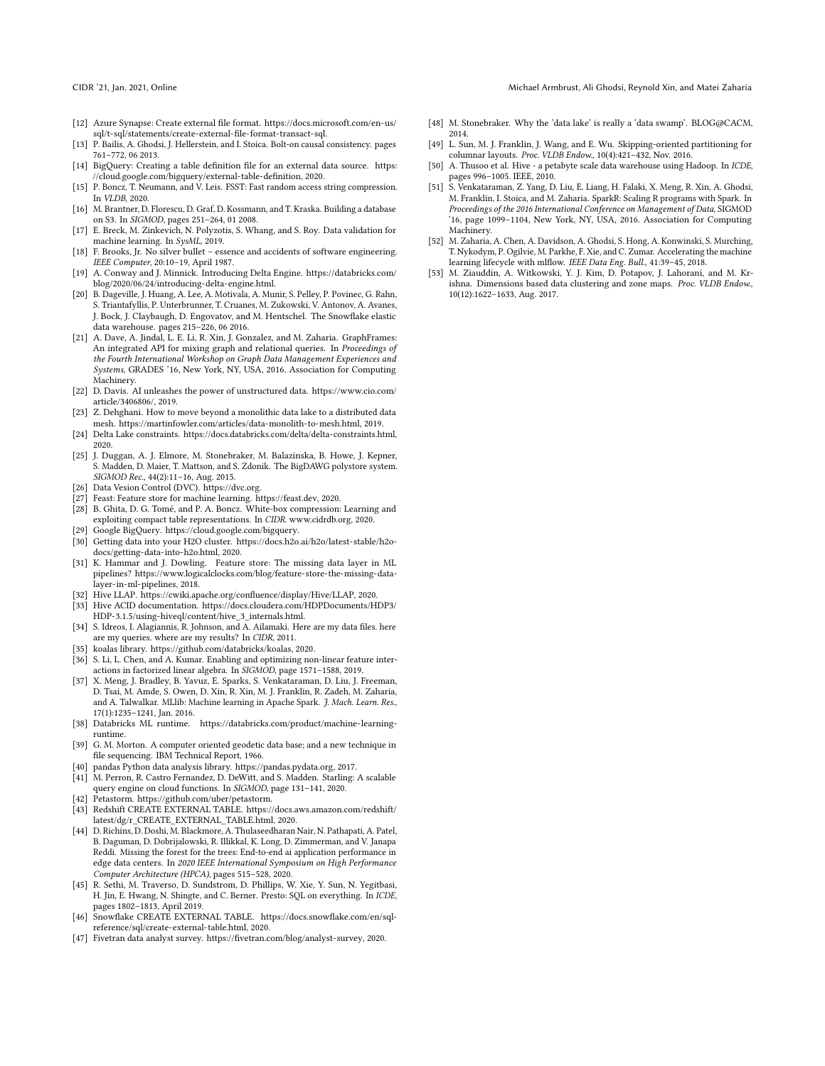[12] Azure Synapse: Create external file format. https://docs.microsoft.com/en-us/sql/t-sql/statements/create-external-file-format-transact-sql.

[13] P. Bailis, A. Ghodsi, J. Hellerstein, and I. Stoica. Bolt-on causal consistency. pages 761–772, 06 2013.

[14] BigQuery: Creating a table definition file for an external data source. https://cloud.google.com/bigquery/external-table-definition, 2020.

[15] P. Boncz, T. Neumann, and V. Leis. FSST: Fast random access string compression. In *VLDB*, 2020.

[16] M. Brantner, D. Florescu, D. Graf, D. Kossmann, and T. Kraska. Building a database on S3. In *SIGMOD*, pages 251–264, 01 2008.

[17] E. Breck, M. Zinkevich, N. Polyzotis, S. Whang, and S. Roy. Data validation for machine learning. In *SysML*, 2019.

[18] F. Brooks, Jr. No silver bullet – essence and accidents of software engineering. *IEEE Computer*, 20:10–19, April 1987.

[19] A. Conway and J. Minnick. Introducing Delta Engine. https://databricks.com/blog/2020/06/24/introducing-delta-engine.html.

[20] B. Dageville, J. Huang, A. Lee, A. Motivala, A. Munir, S. Pelley, P. Povinec, G. Rahn, S. Triantafyllis, P. Unterbrunner, T. Cruanes, M. Zukowski, V. Antonov, A. Avanes, J. Bock, J. Claybaugh, D. Engovatov, and M. Hentschel. The Snowflake elastic data warehouse. pages 215–226, 06 2016.

[21] A. Dave, A. Jindal, L. E. Li, R. Xin, J. Gonzalez, and M. Zaharia. GraphFrames: An integrated API for mixing graph and relational queries. In *Proceedings of the Fourth International Workshop on Graph Data Management Experiences and Systems*, GRADES '16, New York, NY, USA, 2016. Association for Computing Machinery.

[22] D. Davis. AI unleashes the power of unstructured data. https://www.cio.com/article/3406806/, 2019.

[23] Z. Dehghani. How to move beyond a monolithic data lake to a distributed data mesh. https://martinfowler.com/articles/data-monolith-to-mesh.html, 2019.

[24] Delta Lake constraints. https://docs.databricks.com/delta/delta-constraints.html, 2020.

[25] J. Duggan, A. J. Elmore, M. Stonebraker, M. Balazinska, B. Howe, J. Kepner, S. Madden, D. Maier, T. Mattson, and S. Zdonik. The BigDAWG polystore system. *SIGMOD Rec.*, 44(2):11–16, Aug. 2015.

[26] Data Vesion Control (DVC). https://dvc.org.

[27] Feast: Feature store for machine learning. https://feast.dev, 2020.

[28] B. Ghita, D. G. Tomé, and P. A. Boncz. White-box compression: Learning and exploiting compact table representations. In *CIDR*. www.cidrdb.org, 2020.

[29] Google BigQuery. https://cloud.google.com/bigquery.

[30] Getting data into your H2O cluster. https://docs.h2o.ai/h2o/latest-stable/h2o-docs/getting-data-into-h2o.html, 2020.

[31] K. Hammar and J. Dowling. Feature store: The missing data layer in ML pipelines? https://www.logicalclocks.com/blog/feature-store-the-missing-data-layer-in-ml-pipelines, 2018.

[32] Hive LLAP. https://cwiki.apache.org/confluence/display/Hive/LLAP, 2020.

[33] Hive ACID documentation. https://docs.cloudera.com/HDPDocuments/HDP3/HDP-3.1.5/using-hiveql/content/hive_3_internals.html.

[34] S. Idreos, I. Alagiannis, R. Johnson, and A. Ailamaki. Here are my data files. here are my queries. where are my results? In *CIDR*, 2011.

[35] koalas library. https://github.com/databricks/koalas, 2020.

[36] S. Li, L. Chen, and A. Kumar. Enabling and optimizing non-linear feature interactions in factorized linear algebra. In *SIGMOD*, page 1571–1588, 2019.

[37] X. Meng, J. Bradley, B. Yavuz, E. Sparks, S. Venkataraman, D. Liu, J. Freeman, D. Tsai, M. Amde, S. Owen, D. Xin, R. Xin, M. J. Franklin, R. Zadeh, M. Zaharia, and A. Talwalkar. MLlib: Machine learning in Apache Spark. *J. Mach. Learn. Res.*, 17(1):1235–1241, Jan. 2016.

[38] Databricks ML runtime. https://databricks.com/product/machine-learning-runtime.

[39] G. M. Morton. A computer oriented geodetic data base; and a new technique in file sequencing. IBM Technical Report, 1966.

[40] pandas Python data analysis library. https://pandas.pydata.org, 2017.

[41] M. Perron, R. Castro Fernandez, D. DeWitt, and S. Madden. Starling: A scalable query engine on cloud functions. In *SIGMOD*, page 131–141, 2020.

[42] Petastorm. https://github.com/uber/petastorm.

[43] Redshift CREATE EXTERNAL TABLE. https://docs.aws.amazon.com/redshift/latest/dg/r_CREATE_EXTERNAL_TABLE.html, 2020.

[44] D. Richins, D. Doshi, M. Blackmore, A. Thulaseedharan Nair, N. Pathapati, A. Patel, B. Daguman, D. Dobrijalowski, R. Illikkal, K. Long, D. Zimmerman, and V. Janapa Reddi. Missing the forest for the trees: End-to-end ai application performance in edge data centers. In *2020 IEEE International Symposium on High Performance Computer Architecture (HPCA)*, pages 515–528, 2020.

[45] R. Sethi, M. Traverso, D. Sundstrom, D. Phillips, W. Xie, Y. Sun, N. Yegitbasi, H. Jin, E. Hwang, N. Shingte, and C. Berner. Presto: SQL on everything. In *ICDE*, pages 1802–1813, April 2019.

[46] Snowflake CREATE EXTERNAL TABLE. https://docs.snowflake.com/en/sql-reference/sql/create-external-table.html, 2020.

[47] Fivetran data analyst survey. https://fivetran.com/blog/analyst-survey, 2020.

[48] M. Stonebraker. Why the 'data lake' is really a 'data swamp'. BLOG@CACM, 2014.

[49] L. Sun, M. J. Franklin, J. Wang, and E. Wu. Skipping-oriented partitioning for columnar layouts. *Proc. VLDB Endow.*, 10(4):421–432, Nov. 2016.

[50] A. Thusoo et al. Hive - a petabyte scale data warehouse using Hadoop. In *ICDE*, pages 996–1005. IEEE, 2010.

[51] S. Venkataraman, Z. Yang, D. Liu, E. Liang, H. Falaki, X. Meng, R. Xin, A. Ghodsi, M. Franklin, I. Stoica, and M. Zaharia. SparkR: Scaling R programs with Spark. In *Proceedings of the 2016 International Conference on Management of Data*, SIGMOD '16, page 1099–1104, New York, NY, USA, 2016. Association for Computing Machinery.

[52] M. Zaharia, A. Chen, A. Davidson, A. Ghodsi, S. Hong, A. Konwinski, S. Murching, T. Nykodym, P. Ogilvie, M. Parkhe, F. Xie, and C. Zumar. Accelerating the machine learning lifecycle with mlflow. *IEEE Data Eng. Bull.*, 41:39–45, 2018.

[53] M. Ziauddin, A. Witkowski, Y. J. Kim, D. Potapov, J. Lahorani, and M. Krishna. Dimensions based data clustering and zone maps. *Proc. VLDB Endow.*, 10(12):1622–1633, Aug. 2017.